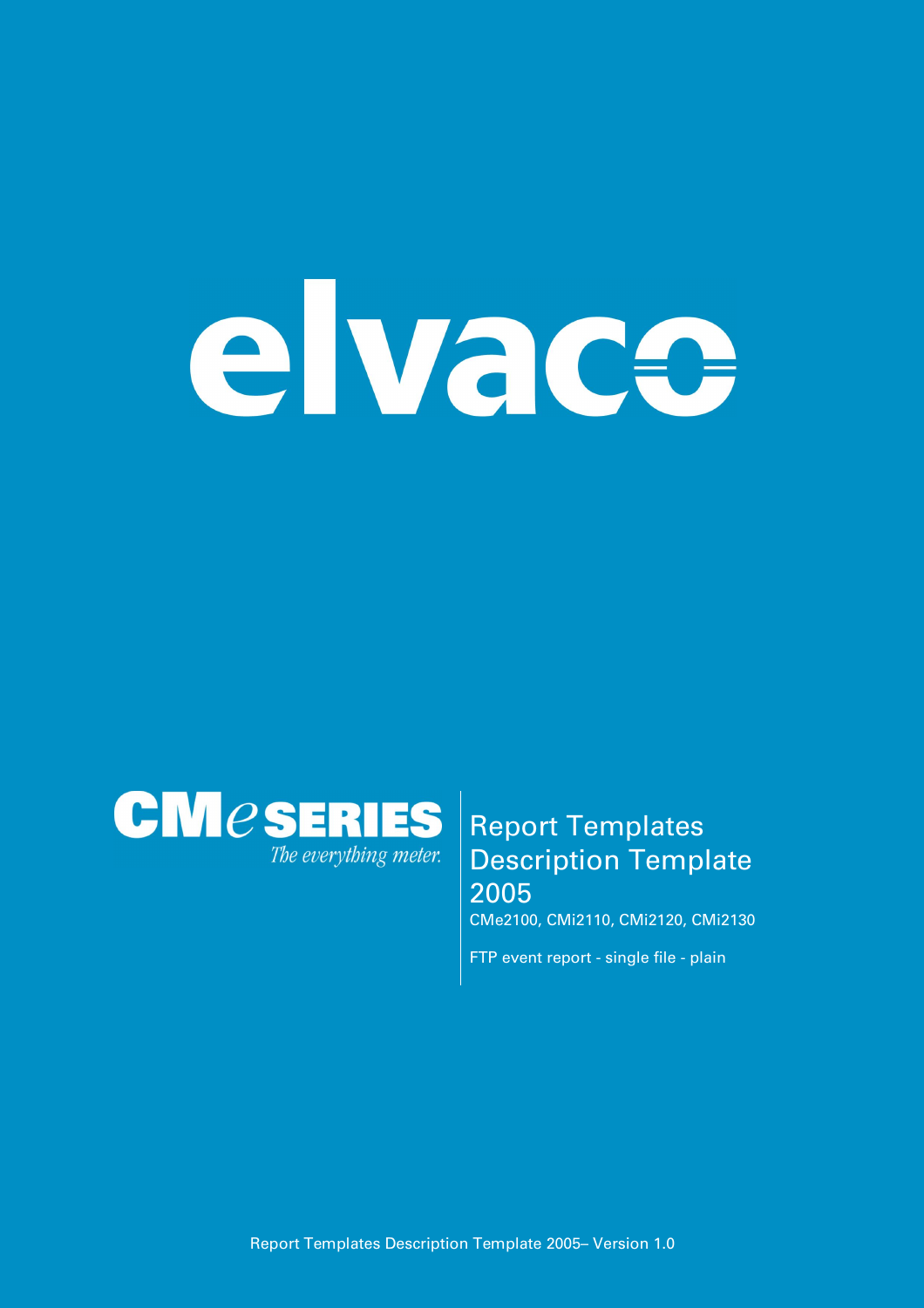# elvaco

**CMe SERIES**
*The everything meter.*

# Report Templates Description Template 2005

CMe2100, CMi2110, CMi2120, CMi2130

FTP event report - single file - plain

Report Templates Description Template 2005– Version 1.0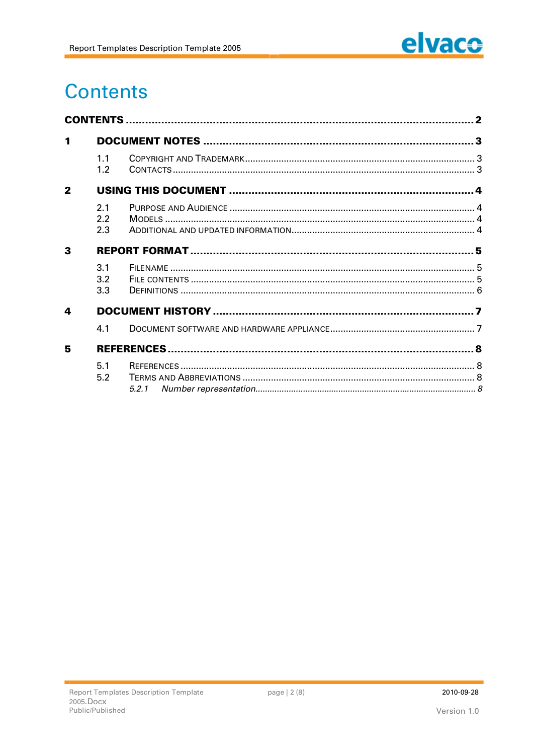# Contents

**CONTENTS** ..... **2**

**1 DOCUMENT NOTES** ..... **3**

- 1.1 COPYRIGHT AND TRADEMARK ..... 3
- 1.2 CONTACTS ..... 3

**2 USING THIS DOCUMENT** ..... **4**

- 2.1 PURPOSE AND AUDIENCE ..... 4
- 2.2 MODELS ..... 4
- 2.3 ADDITIONAL AND UPDATED INFORMATION ..... 4

**3 REPORT FORMAT** ..... **5**

- 3.1 FILENAME ..... 5
- 3.2 FILE CONTENTS ..... 5
- 3.3 DEFINITIONS ..... 6

**4 DOCUMENT HISTORY** ..... **7**

- 4.1 DOCUMENT SOFTWARE AND HARDWARE APPLIANCE ..... 7

**5 REFERENCES** ..... **8**

- 5.1 REFERENCES ..... 8
- 5.2 TERMS AND ABBREVIATIONS ..... 8
  - *5.2.1 Number representation* ..... *8*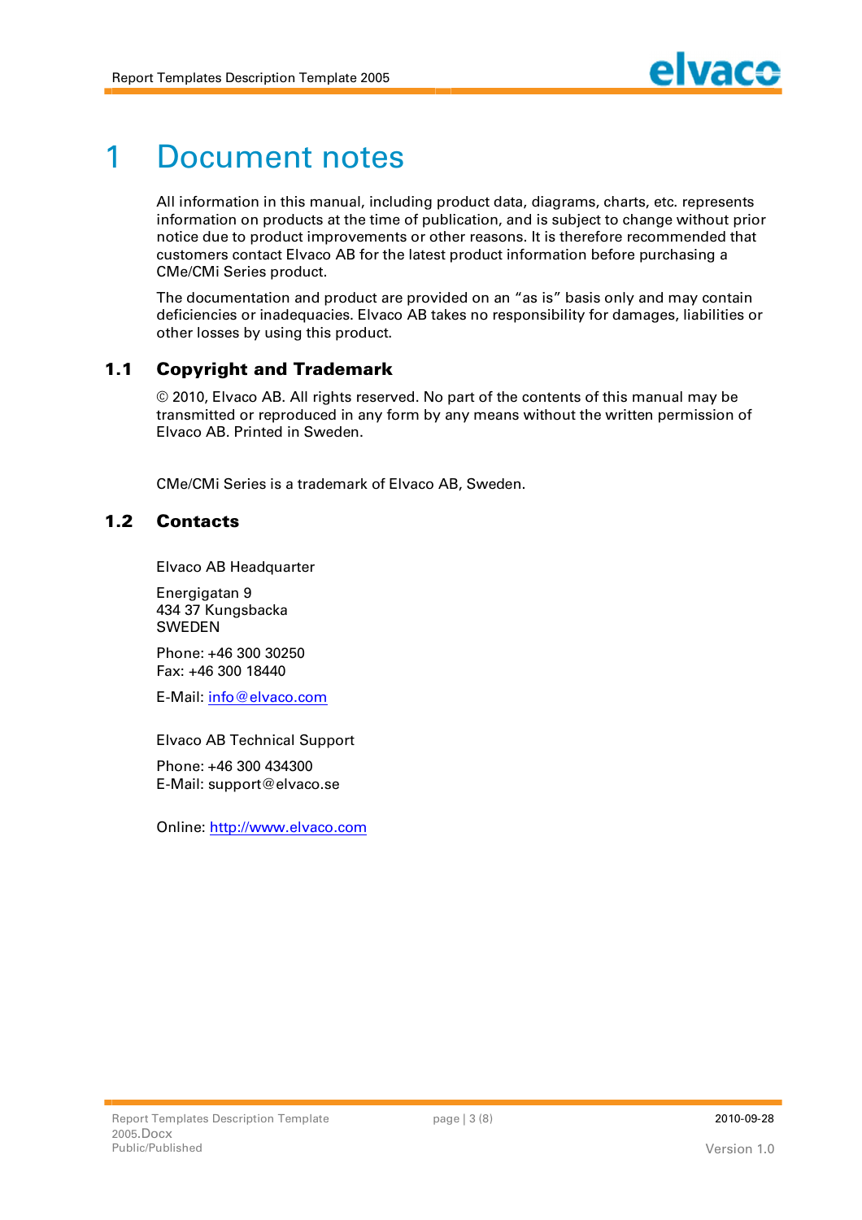# 1 Document notes

All information in this manual, including product data, diagrams, charts, etc. represents information on products at the time of publication, and is subject to change without prior notice due to product improvements or other reasons. It is therefore recommended that customers contact Elvaco AB for the latest product information before purchasing a CMe/CMi Series product.

The documentation and product are provided on an "as is" basis only and may contain deficiencies or inadequacies. Elvaco AB takes no responsibility for damages, liabilities or other losses by using this product.

## 1.1 Copyright and Trademark

© 2010, Elvaco AB. All rights reserved. No part of the contents of this manual may be transmitted or reproduced in any form by any means without the written permission of Elvaco AB. Printed in Sweden.

CMe/CMi Series is a trademark of Elvaco AB, Sweden.

## 1.2 Contacts

Elvaco AB Headquarter

Energigatan 9
434 37 Kungsbacka
SWEDEN

Phone: +46 300 30250
Fax: +46 300 18440

E-Mail: info@elvaco.com

Elvaco AB Technical Support

Phone: +46 300 434300
E-Mail: support@elvaco.se

Online: http://www.elvaco.com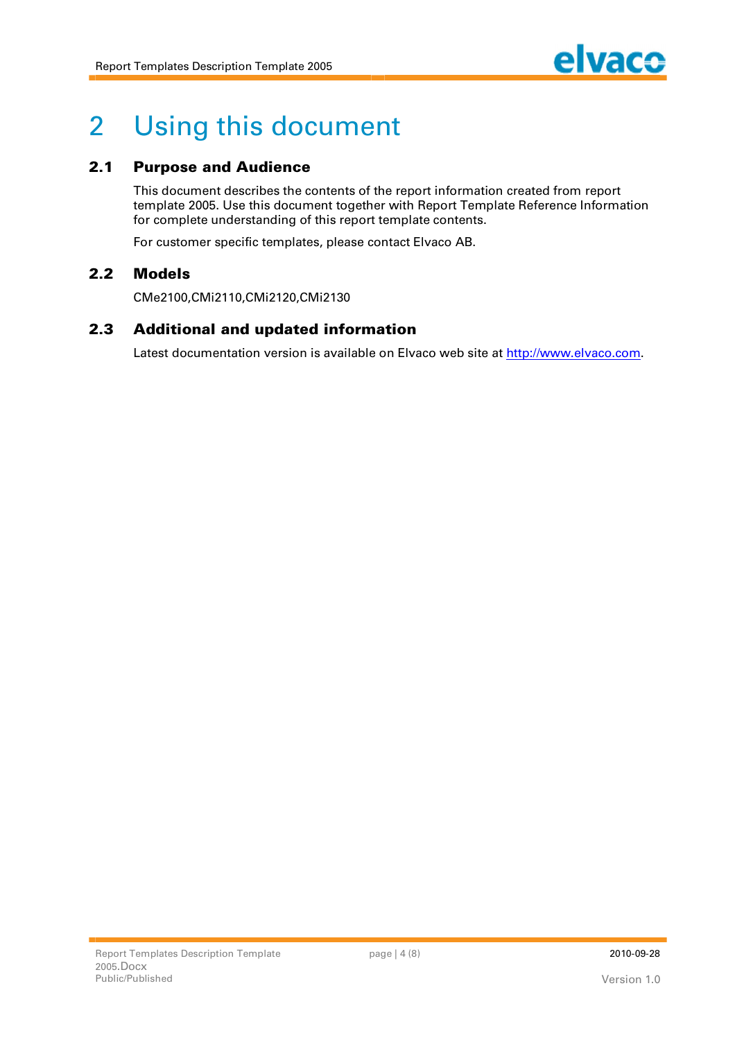# 2 Using this document

## 2.1 Purpose and Audience

This document describes the contents of the report information created from report template 2005. Use this document together with Report Template Reference Information for complete understanding of this report template contents.

For customer specific templates, please contact Elvaco AB.

## 2.2 Models

CMe2100,CMi2110,CMi2120,CMi2130

## 2.3 Additional and updated information

Latest documentation version is available on Elvaco web site at http://www.elvaco.com.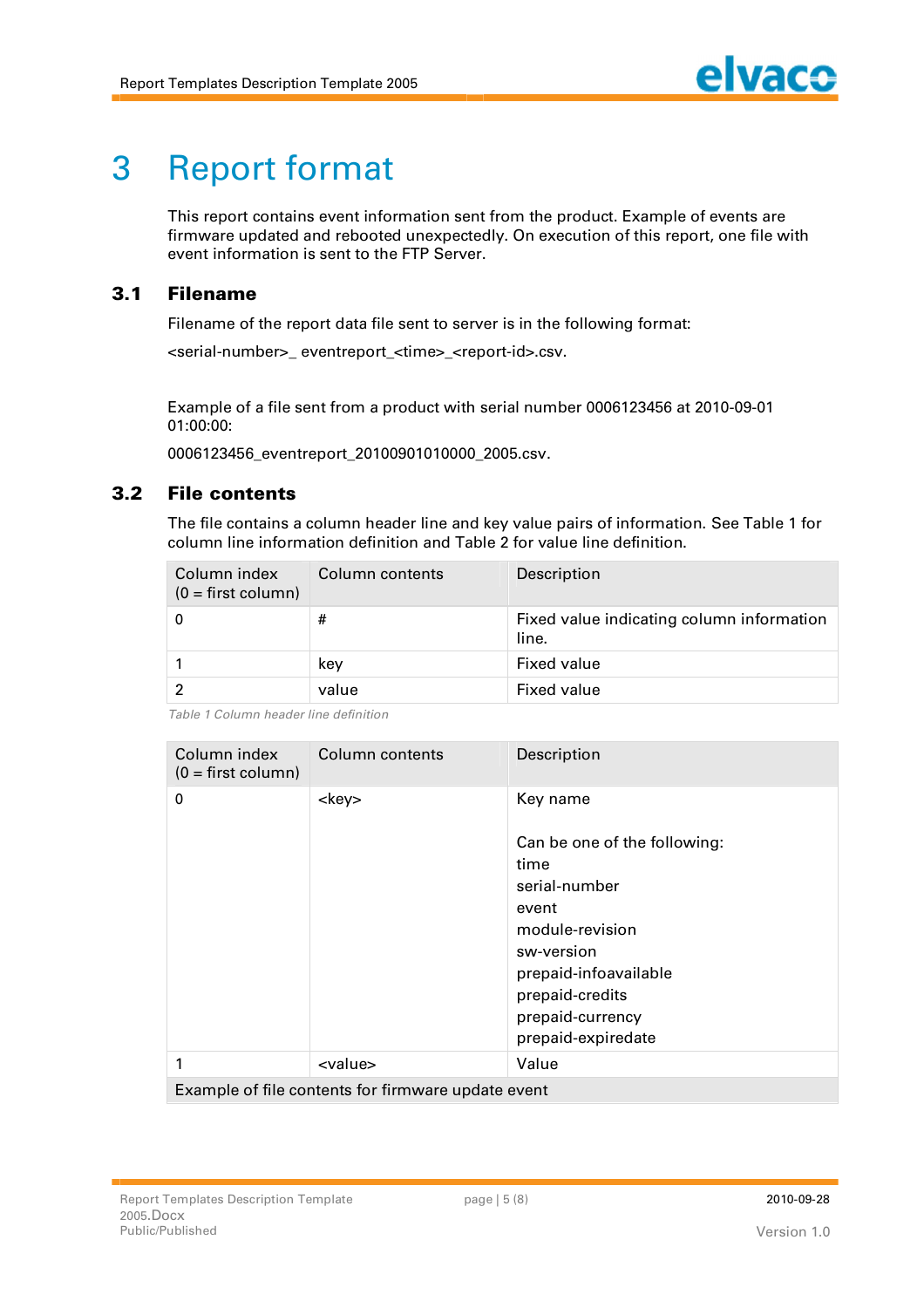# 3 Report format

This report contains event information sent from the product. Example of events are firmware updated and rebooted unexpectedly. On execution of this report, one file with event information is sent to the FTP Server.

## 3.1 Filename

Filename of the report data file sent to server is in the following format:

<serial-number>_ eventreport_<time>_<report-id>.csv.

Example of a file sent from a product with serial number 0006123456 at 2010-09-01 01:00:00:

0006123456_eventreport_20100901010000_2005.csv.

## 3.2 File contents

The file contains a column header line and key value pairs of information. See Table 1 for column line information definition and Table 2 for value line definition.

| Column index (0 = first column) | Column contents | Description |
|---|---|---|
| 0 | # | Fixed value indicating column information line. |
| 1 | key | Fixed value |
| 2 | value | Fixed value |

*Table 1 Column header line definition*

| Column index (0 = first column) | Column contents | Description |
|---|---|---|
| 0 | <key> | Key name<br><br>Can be one of the following:<br>time<br>serial-number<br>event<br>module-revision<br>sw-version<br>prepaid-infoavailable<br>prepaid-credits<br>prepaid-currency<br>prepaid-expiredate |
| 1 | <value> | Value |
| Example of file contents for firmware update event | | |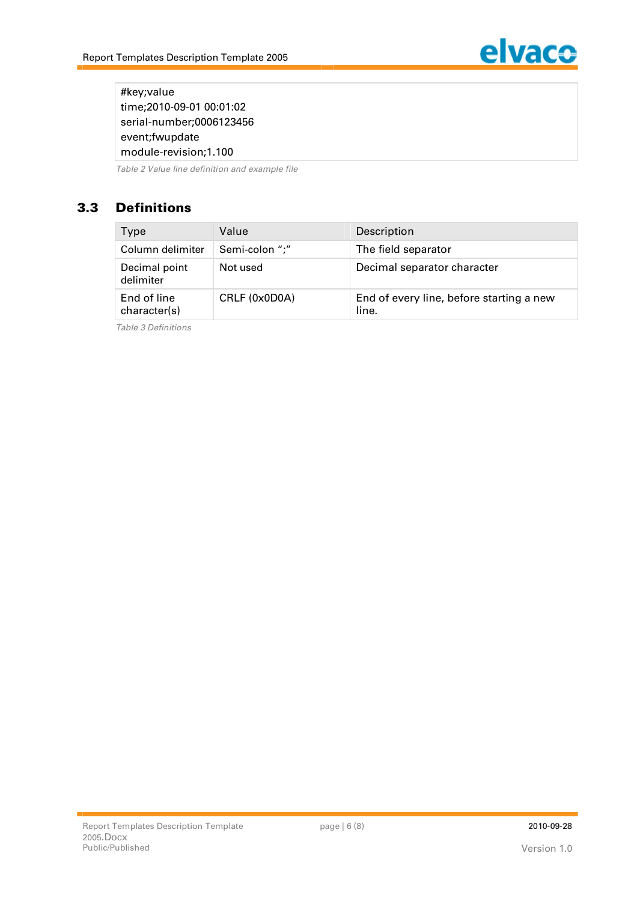```
#key;value
time;2010-09-01 00:01:02
serial-number;0006123456
event;fwupdate
module-revision;1.100
```

*Table 2 Value line definition and example file*

## 3.3 Definitions

| Type | Value | Description |
| --- | --- | --- |
| Column delimiter | Semi-colon ";" | The field separator |
| Decimal point delimiter | Not used | Decimal separator character |
| End of line character(s) | CRLF (0x0D0A) | End of every line, before starting a new line. |

*Table 3 Definitions*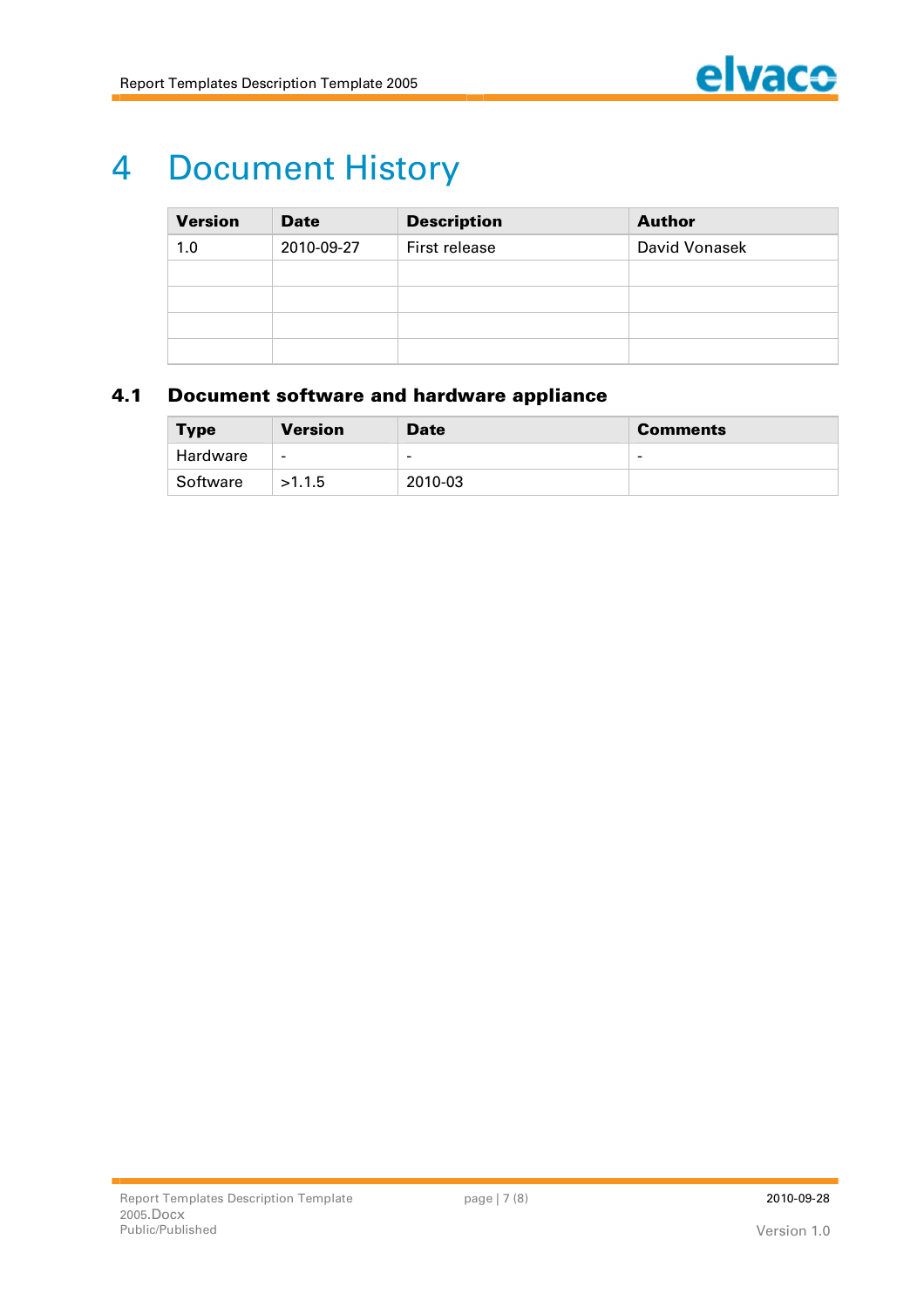# 4 Document History

| Version | Date | Description | Author |
|---|---|---|---|
| 1.0 | 2010-09-27 | First release | David Vonasek |
| | | | |
| | | | |
| | | | |
| | | | |

## 4.1 Document software and hardware appliance

| Type | Version | Date | Comments |
|---|---|---|---|
| Hardware | - | - | - |
| Software | >1.1.5 | 2010-03 | |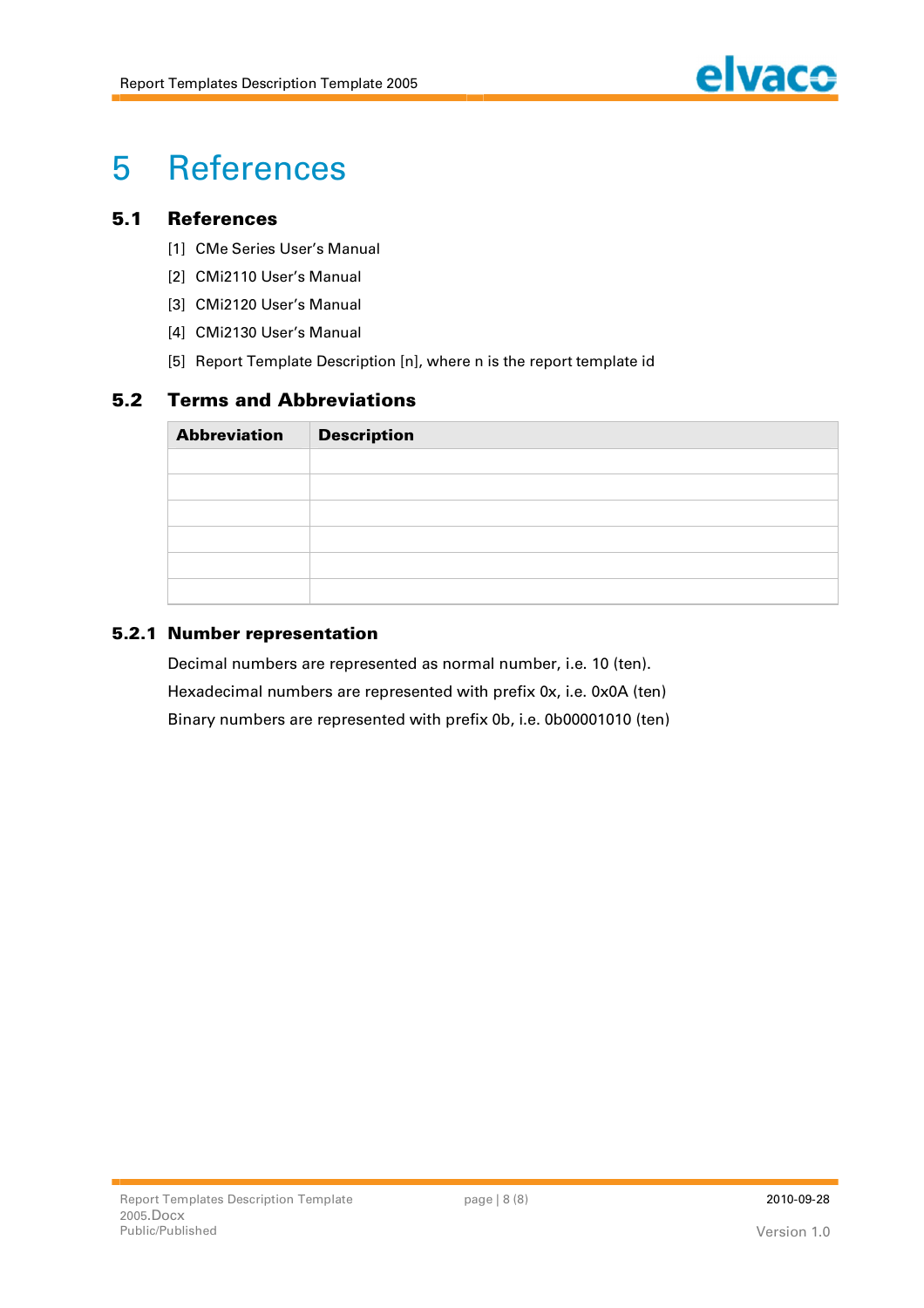# 5 References

## 5.1 References

[1] CMe Series User's Manual

[2] CMi2110 User's Manual

[3] CMi2120 User's Manual

[4] CMi2130 User's Manual

[5] Report Template Description [n], where n is the report template id

## 5.2 Terms and Abbreviations

| Abbreviation | Description |
|---|---|
| | |
| | |
| | |
| | |
| | |
| | |

### 5.2.1 Number representation

Decimal numbers are represented as normal number, i.e. 10 (ten).

Hexadecimal numbers are represented with prefix 0x, i.e. 0x0A (ten)

Binary numbers are represented with prefix 0b, i.e. 0b00001010 (ten)